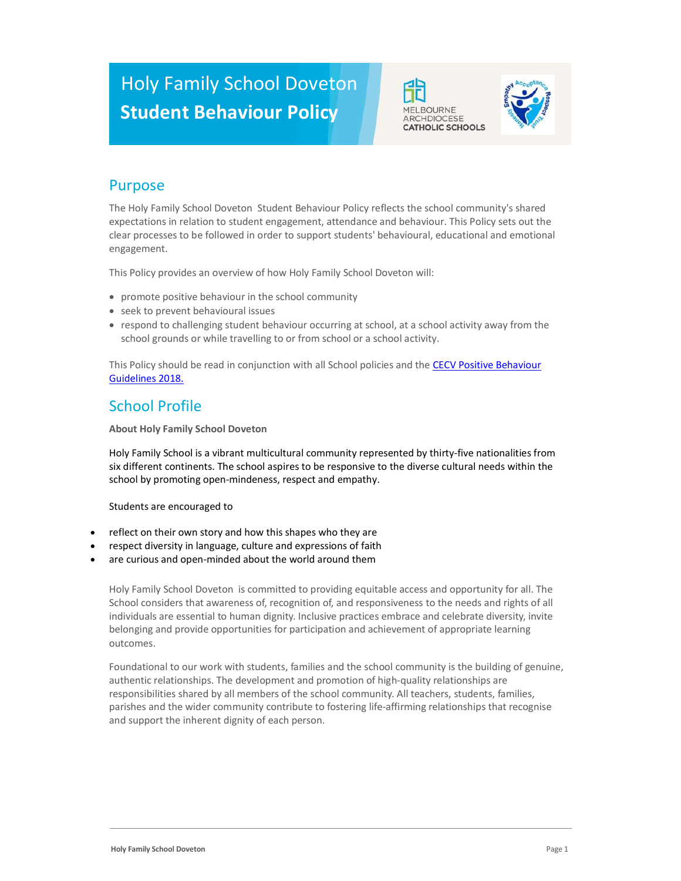# Holy Family School Doveton
# Student Behaviour Policy

MELBOURNE ARCHDIOCESE CATHOLIC SCHOOLS

## Purpose

The Holy Family School Doveton Student Behaviour Policy reflects the school community's shared expectations in relation to student engagement, attendance and behaviour. This Policy sets out the clear processes to be followed in order to support students' behavioural, educational and emotional engagement.

This Policy provides an overview of how Holy Family School Doveton will:

- promote positive behaviour in the school community
- seek to prevent behavioural issues
- respond to challenging student behaviour occurring at school, at a school activity away from the school grounds or while travelling to or from school or a school activity.

This Policy should be read in conjunction with all School policies and the [CECV Positive Behaviour Guidelines 2018.]()

## School Profile

**About Holy Family School Doveton**

Holy Family School is a vibrant multicultural community represented by thirty-five nationalities from six different continents. The school aspires to be responsive to the diverse cultural needs within the school by promoting open-mindeness, respect and empathy.

Students are encouraged to

- reflect on their own story and how this shapes who they are
- respect diversity in language, culture and expressions of faith
- are curious and open-minded about the world around them

Holy Family School Doveton is committed to providing equitable access and opportunity for all. The School considers that awareness of, recognition of, and responsiveness to the needs and rights of all individuals are essential to human dignity. Inclusive practices embrace and celebrate diversity, invite belonging and provide opportunities for participation and achievement of appropriate learning outcomes.

Foundational to our work with students, families and the school community is the building of genuine, authentic relationships. The development and promotion of high-quality relationships are responsibilities shared by all members of the school community. All teachers, students, families, parishes and the wider community contribute to fostering life-affirming relationships that recognise and support the inherent dignity of each person.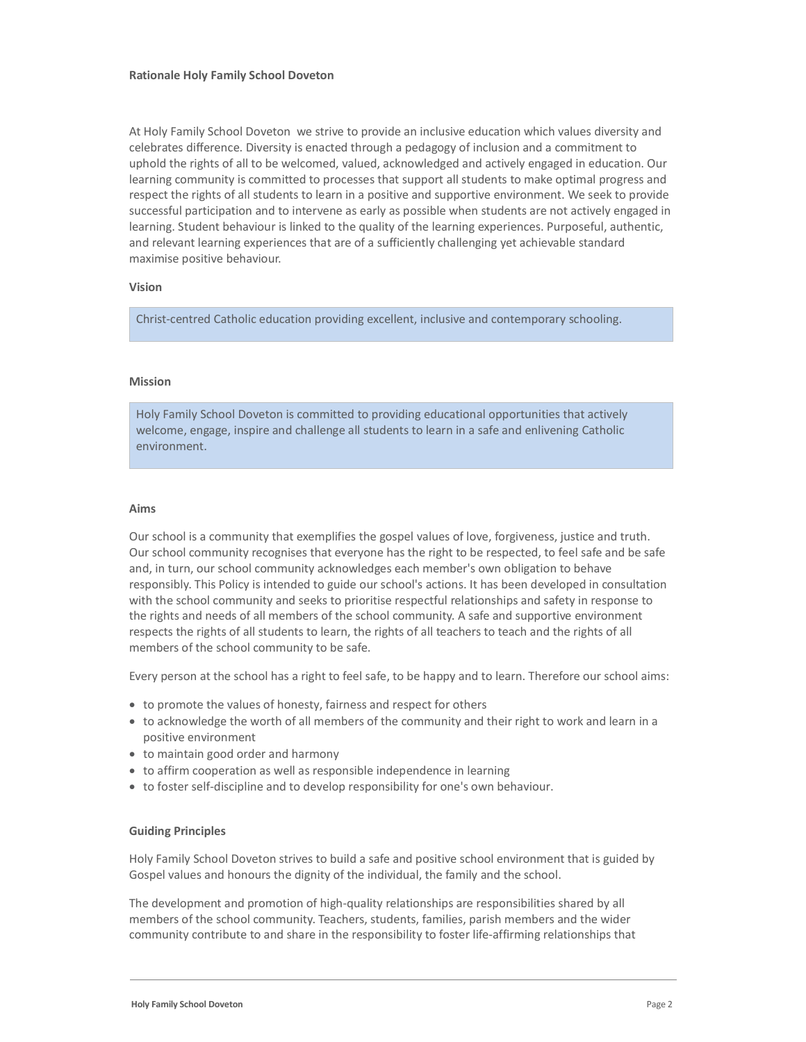**Rationale Holy Family School Doveton**

At Holy Family School Doveton we strive to provide an inclusive education which values diversity and celebrates difference. Diversity is enacted through a pedagogy of inclusion and a commitment to uphold the rights of all to be welcomed, valued, acknowledged and actively engaged in education. Our learning community is committed to processes that support all students to make optimal progress and respect the rights of all students to learn in a positive and supportive environment. We seek to provide successful participation and to intervene as early as possible when students are not actively engaged in learning. Student behaviour is linked to the quality of the learning experiences. Purposeful, authentic, and relevant learning experiences that are of a sufficiently challenging yet achievable standard maximise positive behaviour.

**Vision**

Christ-centred Catholic education providing excellent, inclusive and contemporary schooling.

**Mission**

Holy Family School Doveton is committed to providing educational opportunities that actively welcome, engage, inspire and challenge all students to learn in a safe and enlivening Catholic environment.

**Aims**

Our school is a community that exemplifies the gospel values of love, forgiveness, justice and truth. Our school community recognises that everyone has the right to be respected, to feel safe and be safe and, in turn, our school community acknowledges each member's own obligation to behave responsibly. This Policy is intended to guide our school's actions. It has been developed in consultation with the school community and seeks to prioritise respectful relationships and safety in response to the rights and needs of all members of the school community. A safe and supportive environment respects the rights of all students to learn, the rights of all teachers to teach and the rights of all members of the school community to be safe.

Every person at the school has a right to feel safe, to be happy and to learn. Therefore our school aims:

- to promote the values of honesty, fairness and respect for others
- to acknowledge the worth of all members of the community and their right to work and learn in a positive environment
- to maintain good order and harmony
- to affirm cooperation as well as responsible independence in learning
- to foster self-discipline and to develop responsibility for one's own behaviour.

**Guiding Principles**

Holy Family School Doveton strives to build a safe and positive school environment that is guided by Gospel values and honours the dignity of the individual, the family and the school.

The development and promotion of high-quality relationships are responsibilities shared by all members of the school community. Teachers, students, families, parish members and the wider community contribute to and share in the responsibility to foster life-affirming relationships that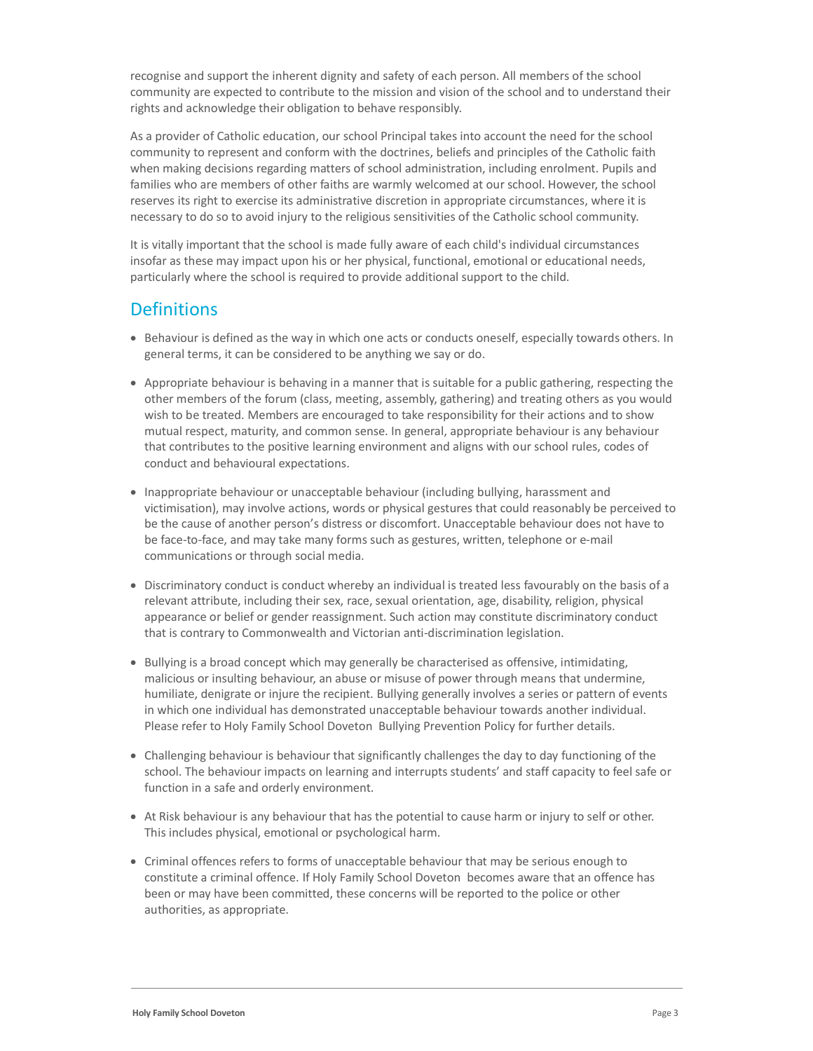recognise and support the inherent dignity and safety of each person. All members of the school community are expected to contribute to the mission and vision of the school and to understand their rights and acknowledge their obligation to behave responsibly.

As a provider of Catholic education, our school Principal takes into account the need for the school community to represent and conform with the doctrines, beliefs and principles of the Catholic faith when making decisions regarding matters of school administration, including enrolment. Pupils and families who are members of other faiths are warmly welcomed at our school. However, the school reserves its right to exercise its administrative discretion in appropriate circumstances, where it is necessary to do so to avoid injury to the religious sensitivities of the Catholic school community.

It is vitally important that the school is made fully aware of each child's individual circumstances insofar as these may impact upon his or her physical, functional, emotional or educational needs, particularly where the school is required to provide additional support to the child.

## Definitions

- Behaviour is defined as the way in which one acts or conducts oneself, especially towards others. In general terms, it can be considered to be anything we say or do.
- Appropriate behaviour is behaving in a manner that is suitable for a public gathering, respecting the other members of the forum (class, meeting, assembly, gathering) and treating others as you would wish to be treated. Members are encouraged to take responsibility for their actions and to show mutual respect, maturity, and common sense. In general, appropriate behaviour is any behaviour that contributes to the positive learning environment and aligns with our school rules, codes of conduct and behavioural expectations.
- Inappropriate behaviour or unacceptable behaviour (including bullying, harassment and victimisation), may involve actions, words or physical gestures that could reasonably be perceived to be the cause of another person's distress or discomfort. Unacceptable behaviour does not have to be face-to-face, and may take many forms such as gestures, written, telephone or e-mail communications or through social media.
- Discriminatory conduct is conduct whereby an individual is treated less favourably on the basis of a relevant attribute, including their sex, race, sexual orientation, age, disability, religion, physical appearance or belief or gender reassignment. Such action may constitute discriminatory conduct that is contrary to Commonwealth and Victorian anti-discrimination legislation.
- Bullying is a broad concept which may generally be characterised as offensive, intimidating, malicious or insulting behaviour, an abuse or misuse of power through means that undermine, humiliate, denigrate or injure the recipient. Bullying generally involves a series or pattern of events in which one individual has demonstrated unacceptable behaviour towards another individual. Please refer to Holy Family School Doveton Bullying Prevention Policy for further details.
- Challenging behaviour is behaviour that significantly challenges the day to day functioning of the school. The behaviour impacts on learning and interrupts students' and staff capacity to feel safe or function in a safe and orderly environment.
- At Risk behaviour is any behaviour that has the potential to cause harm or injury to self or other. This includes physical, emotional or psychological harm.
- Criminal offences refers to forms of unacceptable behaviour that may be serious enough to constitute a criminal offence. If Holy Family School Doveton becomes aware that an offence has been or may have been committed, these concerns will be reported to the police or other authorities, as appropriate.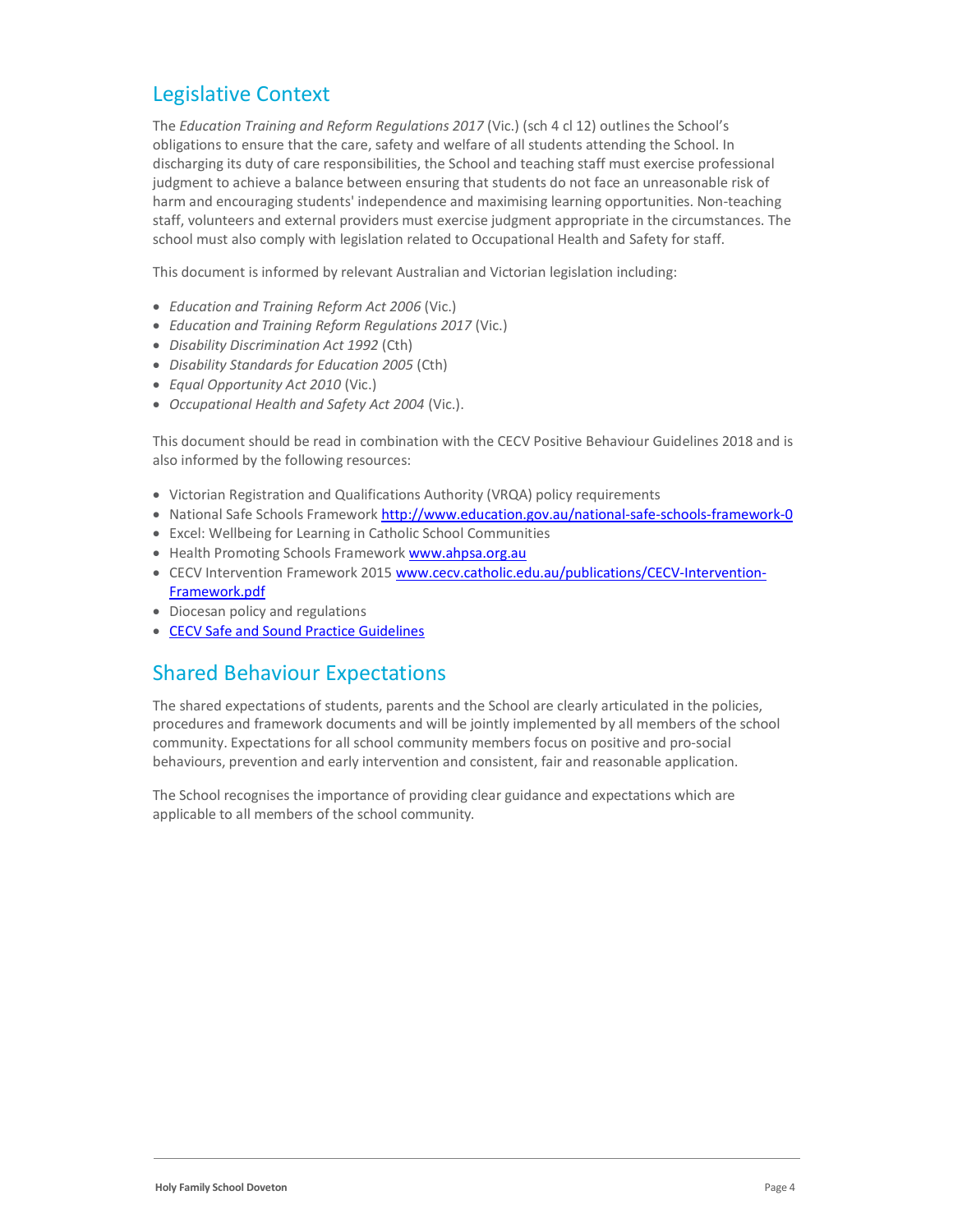## Legislative Context

The *Education Training and Reform Regulations 2017* (Vic.) (sch 4 cl 12) outlines the School's obligations to ensure that the care, safety and welfare of all students attending the School. In discharging its duty of care responsibilities, the School and teaching staff must exercise professional judgment to achieve a balance between ensuring that students do not face an unreasonable risk of harm and encouraging students' independence and maximising learning opportunities. Non-teaching staff, volunteers and external providers must exercise judgment appropriate in the circumstances. The school must also comply with legislation related to Occupational Health and Safety for staff.

This document is informed by relevant Australian and Victorian legislation including:

- *Education and Training Reform Act 2006* (Vic.)
- *Education and Training Reform Regulations 2017* (Vic.)
- *Disability Discrimination Act 1992* (Cth)
- *Disability Standards for Education 2005* (Cth)
- *Equal Opportunity Act 2010* (Vic.)
- *Occupational Health and Safety Act 2004* (Vic.).

This document should be read in combination with the CECV Positive Behaviour Guidelines 2018 and is also informed by the following resources:

- Victorian Registration and Qualifications Authority (VRQA) policy requirements
- National Safe Schools Framework http://www.education.gov.au/national-safe-schools-framework-0
- Excel: Wellbeing for Learning in Catholic School Communities
- Health Promoting Schools Framework www.ahpsa.org.au
- CECV Intervention Framework 2015 www.cecv.catholic.edu.au/publications/CECV-Intervention-Framework.pdf
- Diocesan policy and regulations
- CECV Safe and Sound Practice Guidelines

## Shared Behaviour Expectations

The shared expectations of students, parents and the School are clearly articulated in the policies, procedures and framework documents and will be jointly implemented by all members of the school community. Expectations for all school community members focus on positive and pro-social behaviours, prevention and early intervention and consistent, fair and reasonable application.

The School recognises the importance of providing clear guidance and expectations which are applicable to all members of the school community.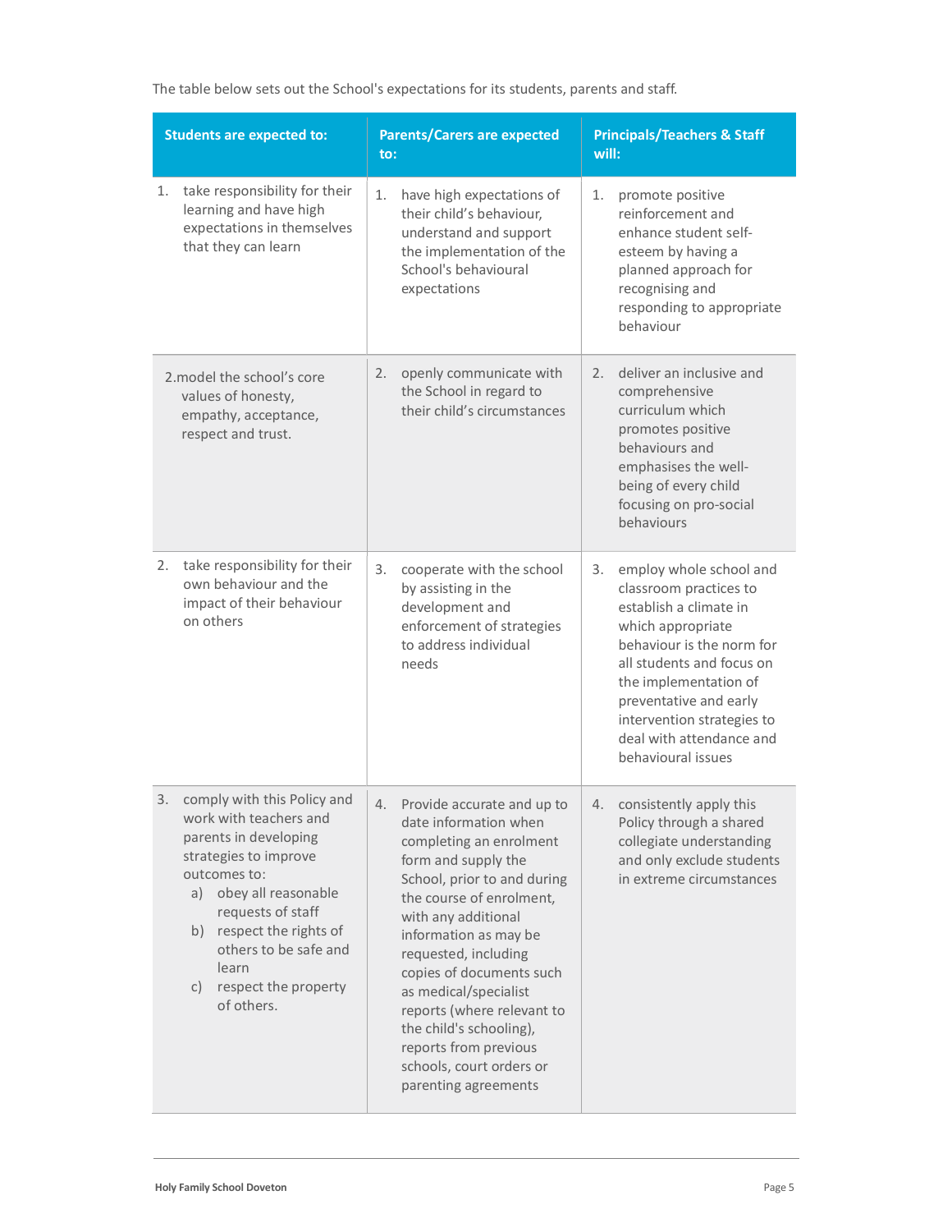The table below sets out the School's expectations for its students, parents and staff.

| Students are expected to: | Parents/Carers are expected to: | Principals/Teachers & Staff will: |
| --- | --- | --- |
| 1. take responsibility for their learning and have high expectations in themselves that they can learn | 1. have high expectations of their child's behaviour, understand and support the implementation of the School's behavioural expectations | 1. promote positive reinforcement and enhance student self-esteem by having a planned approach for recognising and responding to appropriate behaviour |
| 2.model the school's core values of honesty, empathy, acceptance, respect and trust. | 2. openly communicate with the School in regard to their child's circumstances | 2. deliver an inclusive and comprehensive curriculum which promotes positive behaviours and emphasises the well-being of every child focusing on pro-social behaviours |
| 2. take responsibility for their own behaviour and the impact of their behaviour on others | 3. cooperate with the school by assisting in the development and enforcement of strategies to address individual needs | 3. employ whole school and classroom practices to establish a climate in which appropriate behaviour is the norm for all students and focus on the implementation of preventative and early intervention strategies to deal with attendance and behavioural issues |
| 3. comply with this Policy and work with teachers and parents in developing strategies to improve outcomes to: a) obey all reasonable requests of staff b) respect the rights of others to be safe and learn c) respect the property of others. | 4. Provide accurate and up to date information when completing an enrolment form and supply the School, prior to and during the course of enrolment, with any additional information as may be requested, including copies of documents such as medical/specialist reports (where relevant to the child's schooling), reports from previous schools, court orders or parenting agreements | 4. consistently apply this Policy through a shared collegiate understanding and only exclude students in extreme circumstances |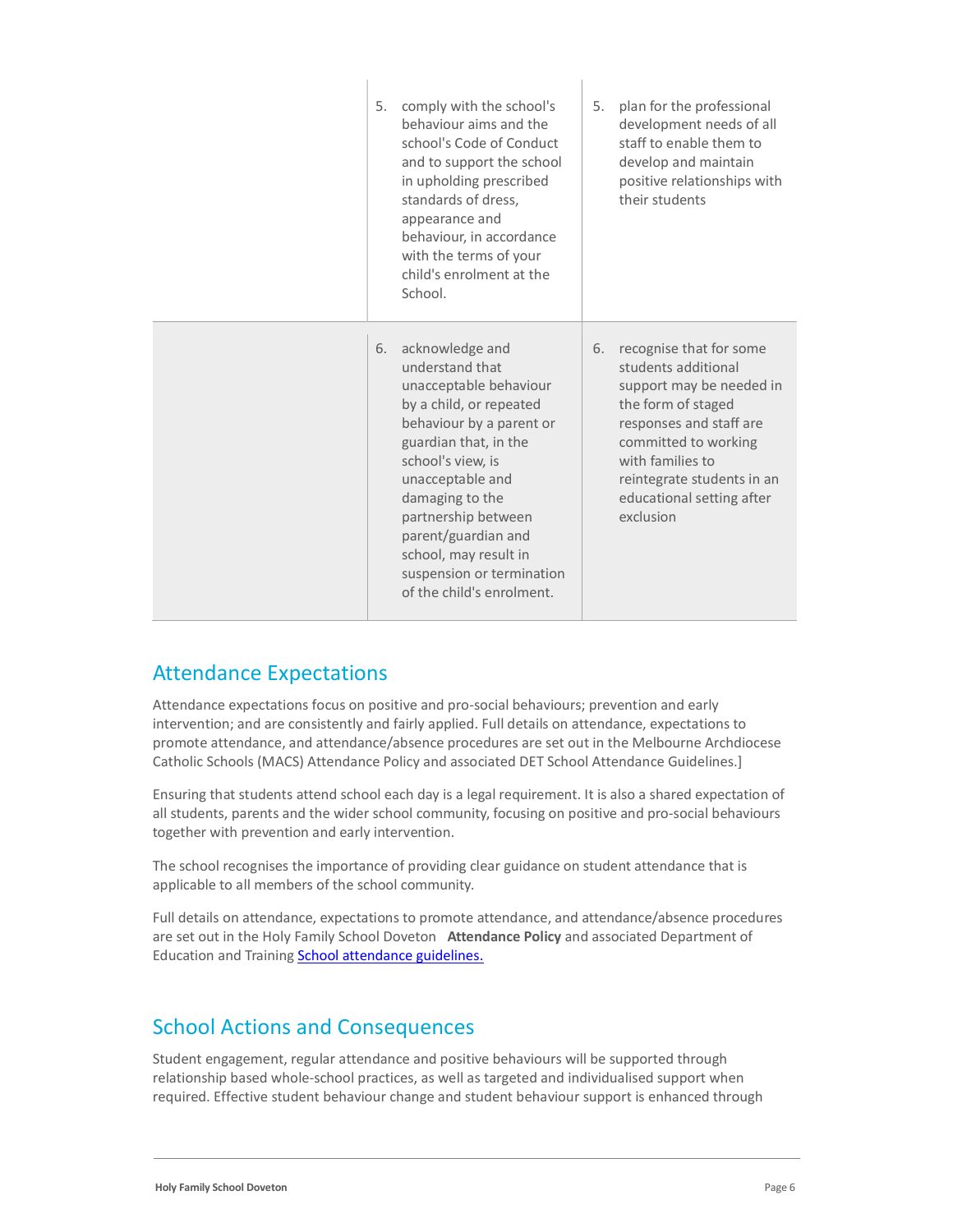| | | |
|---|---|---|
| | 5. comply with the school's behaviour aims and the school's Code of Conduct and to support the school in upholding prescribed standards of dress, appearance and behaviour, in accordance with the terms of your child's enrolment at the School. | 5. plan for the professional development needs of all staff to enable them to develop and maintain positive relationships with their students |
| | 6. acknowledge and understand that unacceptable behaviour by a child, or repeated behaviour by a parent or guardian that, in the school's view, is unacceptable and damaging to the partnership between parent/guardian and school, may result in suspension or termination of the child's enrolment. | 6. recognise that for some students additional support may be needed in the form of staged responses and staff are committed to working with families to reintegrate students in an educational setting after exclusion |

## Attendance Expectations

Attendance expectations focus on positive and pro-social behaviours; prevention and early intervention; and are consistently and fairly applied. Full details on attendance, expectations to promote attendance, and attendance/absence procedures are set out in the Melbourne Archdiocese Catholic Schools (MACS) Attendance Policy and associated DET School Attendance Guidelines.]

Ensuring that students attend school each day is a legal requirement. It is also a shared expectation of all students, parents and the wider school community, focusing on positive and pro-social behaviours together with prevention and early intervention.

The school recognises the importance of providing clear guidance on student attendance that is applicable to all members of the school community.

Full details on attendance, expectations to promote attendance, and attendance/absence procedures are set out in the Holy Family School Doveton **Attendance Policy** and associated Department of Education and Training [School attendance guidelines.]()

## School Actions and Consequences

Student engagement, regular attendance and positive behaviours will be supported through relationship based whole-school practices, as well as targeted and individualised support when required. Effective student behaviour change and student behaviour support is enhanced through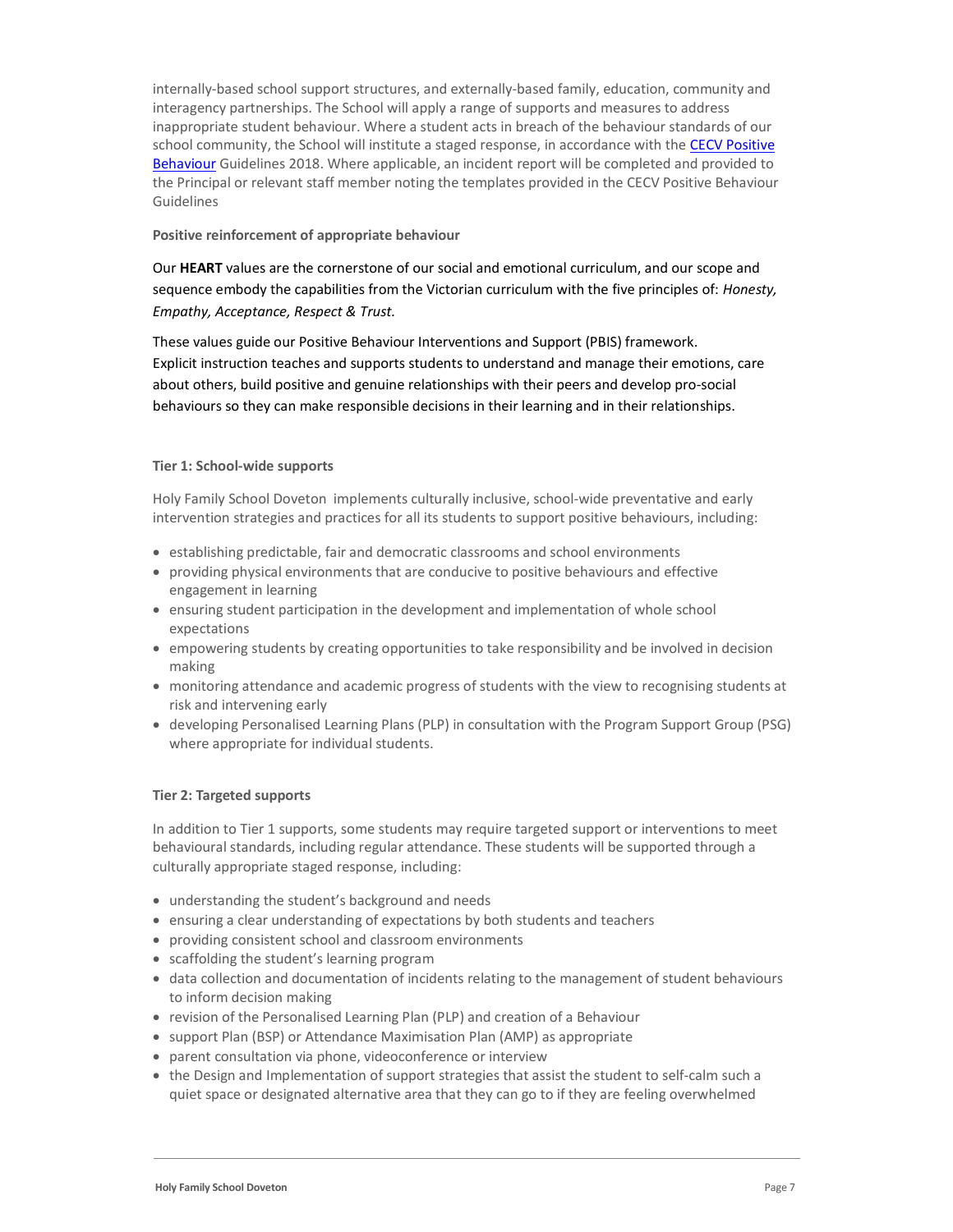internally-based school support structures, and externally-based family, education, community and interagency partnerships. The School will apply a range of supports and measures to address inappropriate student behaviour. Where a student acts in breach of the behaviour standards of our school community, the School will institute a staged response, in accordance with the CECV Positive Behaviour Guidelines 2018. Where applicable, an incident report will be completed and provided to the Principal or relevant staff member noting the templates provided in the CECV Positive Behaviour Guidelines

**Positive reinforcement of appropriate behaviour**

Our **HEART** values are the cornerstone of our social and emotional curriculum, and our scope and sequence embody the capabilities from the Victorian curriculum with the five principles of: *Honesty, Empathy, Acceptance, Respect & Trust.*

These values guide our Positive Behaviour Interventions and Support (PBIS) framework. Explicit instruction teaches and supports students to understand and manage their emotions, care about others, build positive and genuine relationships with their peers and develop pro-social behaviours so they can make responsible decisions in their learning and in their relationships.

**Tier 1: School-wide supports**

Holy Family School Doveton implements culturally inclusive, school-wide preventative and early intervention strategies and practices for all its students to support positive behaviours, including:

- establishing predictable, fair and democratic classrooms and school environments
- providing physical environments that are conducive to positive behaviours and effective engagement in learning
- ensuring student participation in the development and implementation of whole school expectations
- empowering students by creating opportunities to take responsibility and be involved in decision making
- monitoring attendance and academic progress of students with the view to recognising students at risk and intervening early
- developing Personalised Learning Plans (PLP) in consultation with the Program Support Group (PSG) where appropriate for individual students.

**Tier 2: Targeted supports**

In addition to Tier 1 supports, some students may require targeted support or interventions to meet behavioural standards, including regular attendance. These students will be supported through a culturally appropriate staged response, including:

- understanding the student's background and needs
- ensuring a clear understanding of expectations by both students and teachers
- providing consistent school and classroom environments
- scaffolding the student's learning program
- data collection and documentation of incidents relating to the management of student behaviours to inform decision making
- revision of the Personalised Learning Plan (PLP) and creation of a Behaviour
- support Plan (BSP) or Attendance Maximisation Plan (AMP) as appropriate
- parent consultation via phone, videoconference or interview
- the Design and Implementation of support strategies that assist the student to self-calm such a quiet space or designated alternative area that they can go to if they are feeling overwhelmed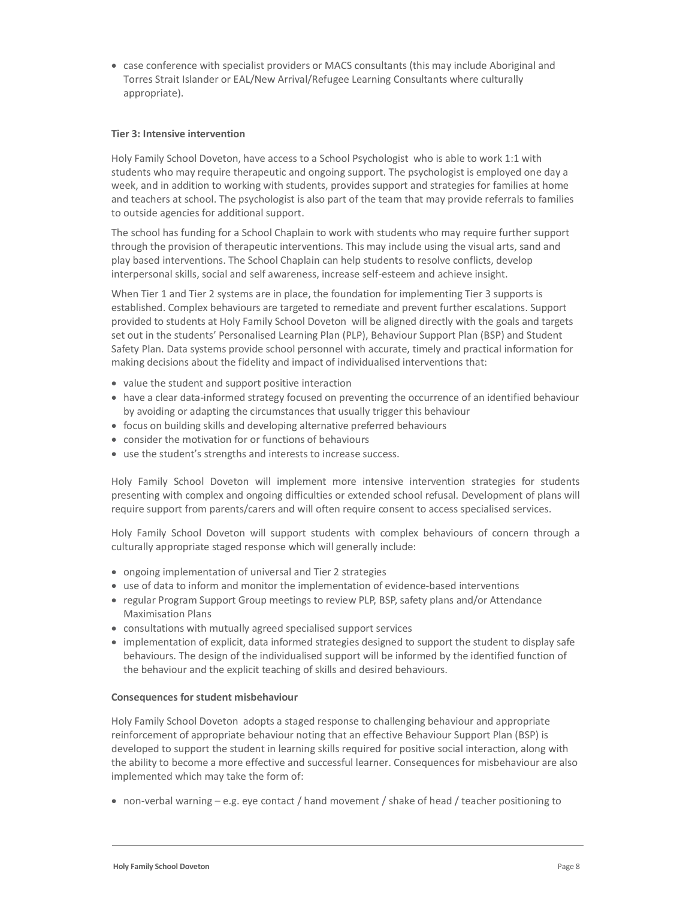- case conference with specialist providers or MACS consultants (this may include Aboriginal and Torres Strait Islander or EAL/New Arrival/Refugee Learning Consultants where culturally appropriate).

**Tier 3: Intensive intervention**

Holy Family School Doveton, have access to a School Psychologist who is able to work 1:1 with students who may require therapeutic and ongoing support. The psychologist is employed one day a week, and in addition to working with students, provides support and strategies for families at home and teachers at school. The psychologist is also part of the team that may provide referrals to families to outside agencies for additional support.

The school has funding for a School Chaplain to work with students who may require further support through the provision of therapeutic interventions. This may include using the visual arts, sand and play based interventions. The School Chaplain can help students to resolve conflicts, develop interpersonal skills, social and self awareness, increase self-esteem and achieve insight.

When Tier 1 and Tier 2 systems are in place, the foundation for implementing Tier 3 supports is established. Complex behaviours are targeted to remediate and prevent further escalations. Support provided to students at Holy Family School Doveton will be aligned directly with the goals and targets set out in the students' Personalised Learning Plan (PLP), Behaviour Support Plan (BSP) and Student Safety Plan. Data systems provide school personnel with accurate, timely and practical information for making decisions about the fidelity and impact of individualised interventions that:

- value the student and support positive interaction
- have a clear data-informed strategy focused on preventing the occurrence of an identified behaviour by avoiding or adapting the circumstances that usually trigger this behaviour
- focus on building skills and developing alternative preferred behaviours
- consider the motivation for or functions of behaviours
- use the student's strengths and interests to increase success.

Holy Family School Doveton will implement more intensive intervention strategies for students presenting with complex and ongoing difficulties or extended school refusal. Development of plans will require support from parents/carers and will often require consent to access specialised services.

Holy Family School Doveton will support students with complex behaviours of concern through a culturally appropriate staged response which will generally include:

- ongoing implementation of universal and Tier 2 strategies
- use of data to inform and monitor the implementation of evidence-based interventions
- regular Program Support Group meetings to review PLP, BSP, safety plans and/or Attendance Maximisation Plans
- consultations with mutually agreed specialised support services
- implementation of explicit, data informed strategies designed to support the student to display safe behaviours. The design of the individualised support will be informed by the identified function of the behaviour and the explicit teaching of skills and desired behaviours.

**Consequences for student misbehaviour**

Holy Family School Doveton adopts a staged response to challenging behaviour and appropriate reinforcement of appropriate behaviour noting that an effective Behaviour Support Plan (BSP) is developed to support the student in learning skills required for positive social interaction, along with the ability to become a more effective and successful learner. Consequences for misbehaviour are also implemented which may take the form of:

- non-verbal warning – e.g. eye contact / hand movement / shake of head / teacher positioning to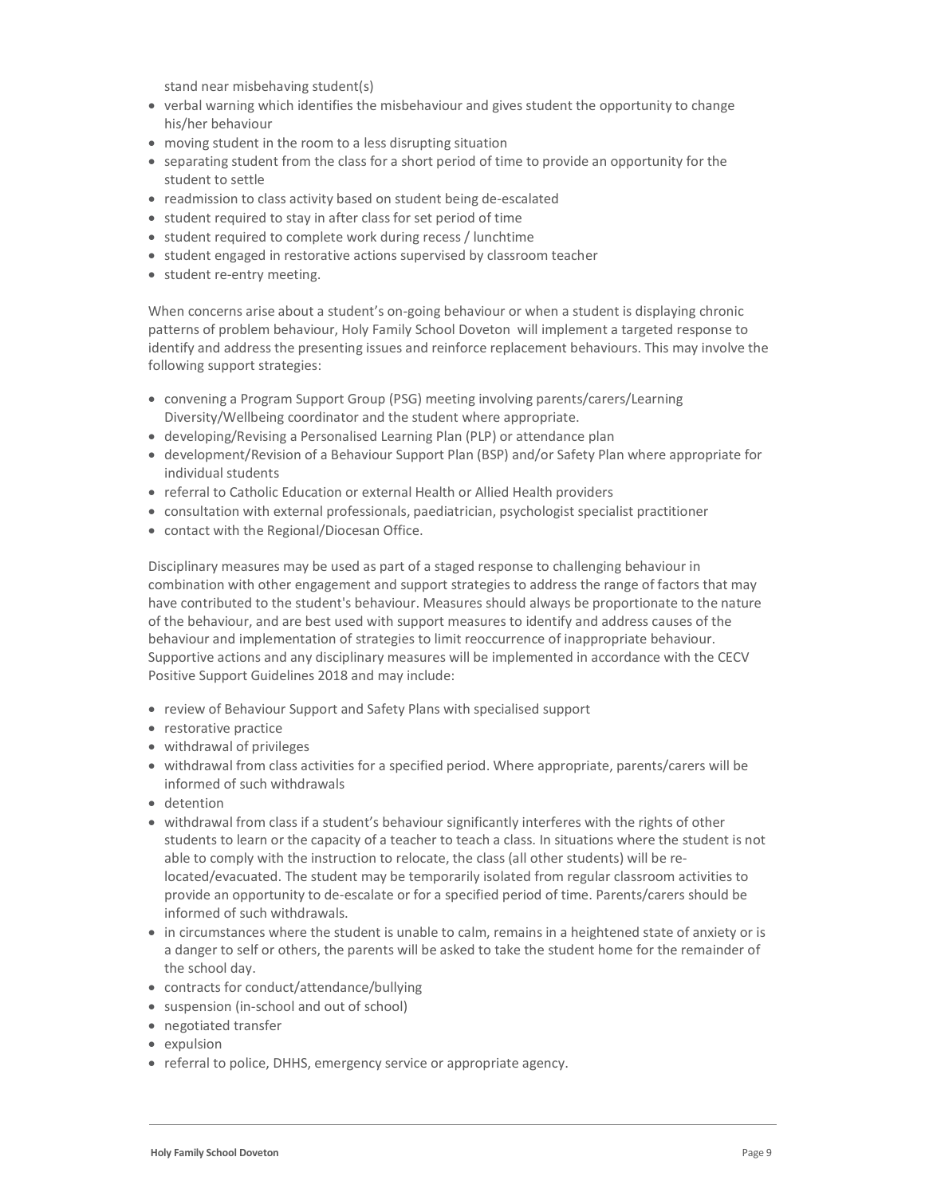stand near misbehaving student(s)

- verbal warning which identifies the misbehaviour and gives student the opportunity to change his/her behaviour
- moving student in the room to a less disrupting situation
- separating student from the class for a short period of time to provide an opportunity for the student to settle
- readmission to class activity based on student being de-escalated
- student required to stay in after class for set period of time
- student required to complete work during recess / lunchtime
- student engaged in restorative actions supervised by classroom teacher
- student re-entry meeting.

When concerns arise about a student's on-going behaviour or when a student is displaying chronic patterns of problem behaviour, Holy Family School Doveton will implement a targeted response to identify and address the presenting issues and reinforce replacement behaviours. This may involve the following support strategies:

- convening a Program Support Group (PSG) meeting involving parents/carers/Learning Diversity/Wellbeing coordinator and the student where appropriate.
- developing/Revising a Personalised Learning Plan (PLP) or attendance plan
- development/Revision of a Behaviour Support Plan (BSP) and/or Safety Plan where appropriate for individual students
- referral to Catholic Education or external Health or Allied Health providers
- consultation with external professionals, paediatrician, psychologist specialist practitioner
- contact with the Regional/Diocesan Office.

Disciplinary measures may be used as part of a staged response to challenging behaviour in combination with other engagement and support strategies to address the range of factors that may have contributed to the student's behaviour. Measures should always be proportionate to the nature of the behaviour, and are best used with support measures to identify and address causes of the behaviour and implementation of strategies to limit reoccurrence of inappropriate behaviour. Supportive actions and any disciplinary measures will be implemented in accordance with the CECV Positive Support Guidelines 2018 and may include:

- review of Behaviour Support and Safety Plans with specialised support
- restorative practice
- withdrawal of privileges
- withdrawal from class activities for a specified period. Where appropriate, parents/carers will be informed of such withdrawals
- detention
- withdrawal from class if a student's behaviour significantly interferes with the rights of other students to learn or the capacity of a teacher to teach a class. In situations where the student is not able to comply with the instruction to relocate, the class (all other students) will be re-located/evacuated. The student may be temporarily isolated from regular classroom activities to provide an opportunity to de-escalate or for a specified period of time. Parents/carers should be informed of such withdrawals.
- in circumstances where the student is unable to calm, remains in a heightened state of anxiety or is a danger to self or others, the parents will be asked to take the student home for the remainder of the school day.
- contracts for conduct/attendance/bullying
- suspension (in-school and out of school)
- negotiated transfer
- expulsion
- referral to police, DHHS, emergency service or appropriate agency.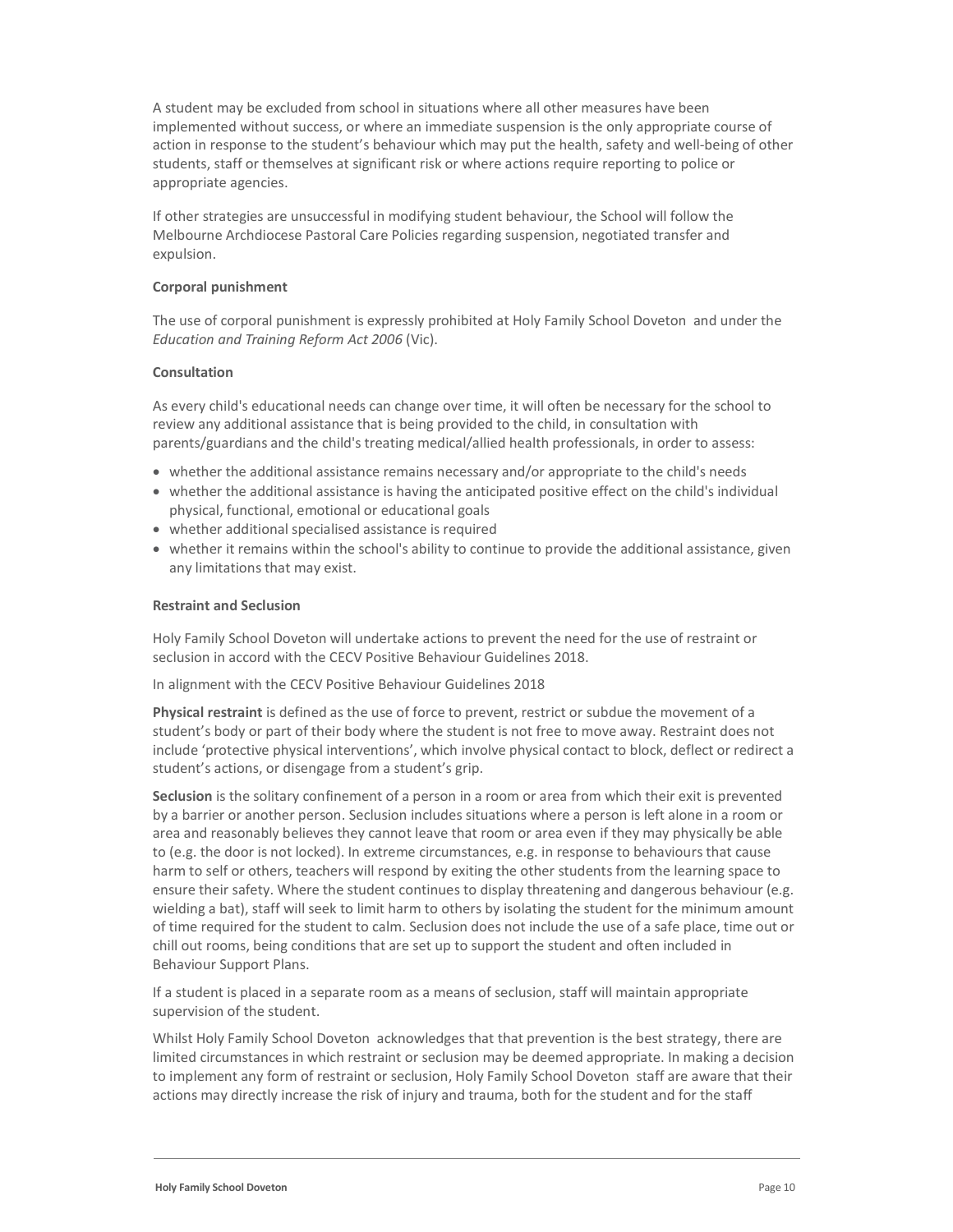A student may be excluded from school in situations where all other measures have been implemented without success, or where an immediate suspension is the only appropriate course of action in response to the student's behaviour which may put the health, safety and well-being of other students, staff or themselves at significant risk or where actions require reporting to police or appropriate agencies.

If other strategies are unsuccessful in modifying student behaviour, the School will follow the Melbourne Archdiocese Pastoral Care Policies regarding suspension, negotiated transfer and expulsion.

**Corporal punishment**

The use of corporal punishment is expressly prohibited at Holy Family School Doveton and under the *Education and Training Reform Act 2006* (Vic).

**Consultation**

As every child's educational needs can change over time, it will often be necessary for the school to review any additional assistance that is being provided to the child, in consultation with parents/guardians and the child's treating medical/allied health professionals, in order to assess:

- whether the additional assistance remains necessary and/or appropriate to the child's needs
- whether the additional assistance is having the anticipated positive effect on the child's individual physical, functional, emotional or educational goals
- whether additional specialised assistance is required
- whether it remains within the school's ability to continue to provide the additional assistance, given any limitations that may exist.

**Restraint and Seclusion**

Holy Family School Doveton will undertake actions to prevent the need for the use of restraint or seclusion in accord with the CECV Positive Behaviour Guidelines 2018.

In alignment with the CECV Positive Behaviour Guidelines 2018

**Physical restraint** is defined as the use of force to prevent, restrict or subdue the movement of a student's body or part of their body where the student is not free to move away. Restraint does not include 'protective physical interventions', which involve physical contact to block, deflect or redirect a student's actions, or disengage from a student's grip.

**Seclusion** is the solitary confinement of a person in a room or area from which their exit is prevented by a barrier or another person. Seclusion includes situations where a person is left alone in a room or area and reasonably believes they cannot leave that room or area even if they may physically be able to (e.g. the door is not locked). In extreme circumstances, e.g. in response to behaviours that cause harm to self or others, teachers will respond by exiting the other students from the learning space to ensure their safety. Where the student continues to display threatening and dangerous behaviour (e.g. wielding a bat), staff will seek to limit harm to others by isolating the student for the minimum amount of time required for the student to calm. Seclusion does not include the use of a safe place, time out or chill out rooms, being conditions that are set up to support the student and often included in Behaviour Support Plans.

If a student is placed in a separate room as a means of seclusion, staff will maintain appropriate supervision of the student.

Whilst Holy Family School Doveton acknowledges that that prevention is the best strategy, there are limited circumstances in which restraint or seclusion may be deemed appropriate. In making a decision to implement any form of restraint or seclusion, Holy Family School Doveton staff are aware that their actions may directly increase the risk of injury and trauma, both for the student and for the staff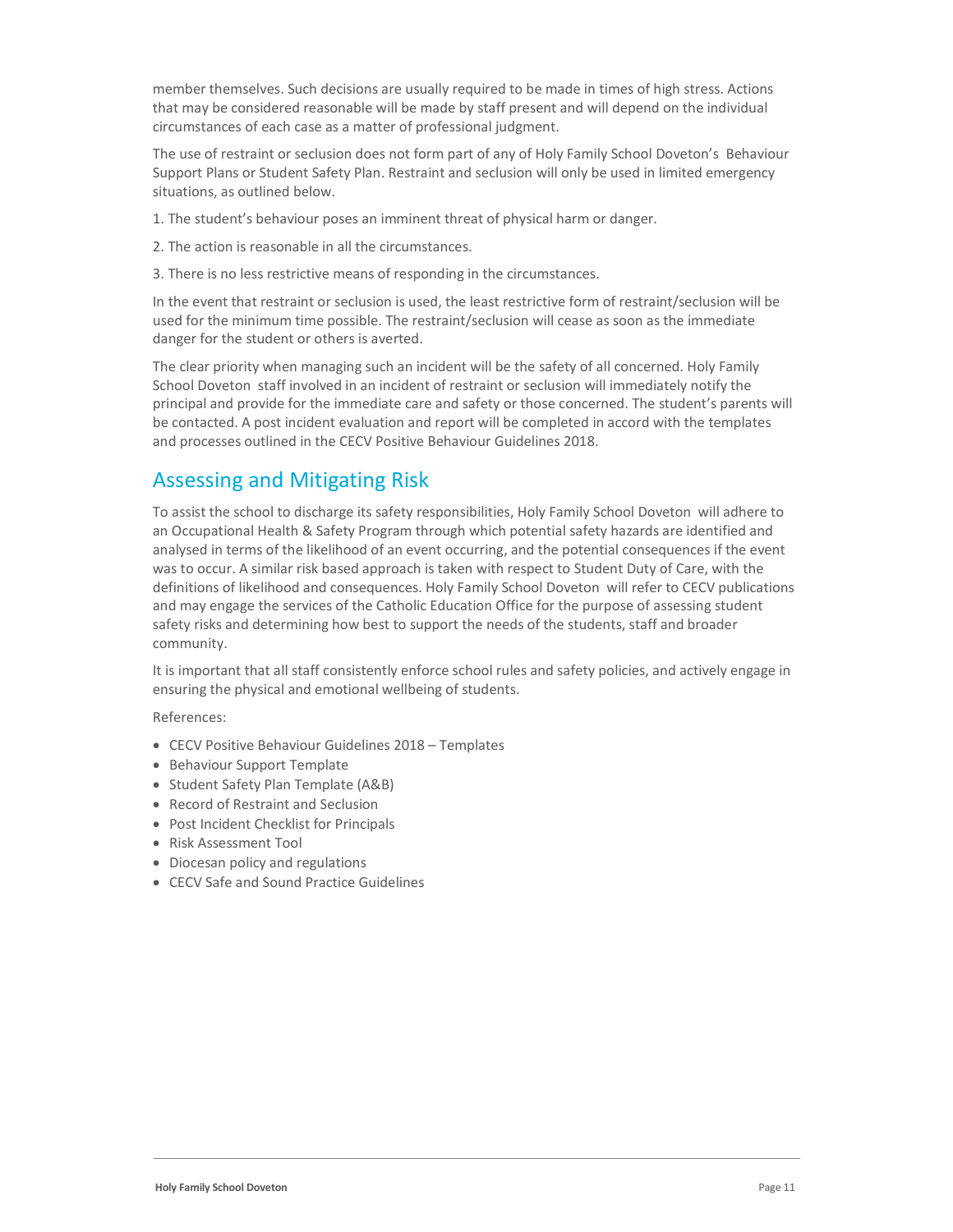member themselves. Such decisions are usually required to be made in times of high stress. Actions that may be considered reasonable will be made by staff present and will depend on the individual circumstances of each case as a matter of professional judgment.

The use of restraint or seclusion does not form part of any of Holy Family School Doveton's Behaviour Support Plans or Student Safety Plan. Restraint and seclusion will only be used in limited emergency situations, as outlined below.

1. The student's behaviour poses an imminent threat of physical harm or danger.
2. The action is reasonable in all the circumstances.
3. There is no less restrictive means of responding in the circumstances.

In the event that restraint or seclusion is used, the least restrictive form of restraint/seclusion will be used for the minimum time possible. The restraint/seclusion will cease as soon as the immediate danger for the student or others is averted.

The clear priority when managing such an incident will be the safety of all concerned. Holy Family School Doveton staff involved in an incident of restraint or seclusion will immediately notify the principal and provide for the immediate care and safety or those concerned. The student's parents will be contacted. A post incident evaluation and report will be completed in accord with the templates and processes outlined in the CECV Positive Behaviour Guidelines 2018.

## Assessing and Mitigating Risk

To assist the school to discharge its safety responsibilities, Holy Family School Doveton will adhere to an Occupational Health & Safety Program through which potential safety hazards are identified and analysed in terms of the likelihood of an event occurring, and the potential consequences if the event was to occur. A similar risk based approach is taken with respect to Student Duty of Care, with the definitions of likelihood and consequences. Holy Family School Doveton will refer to CECV publications and may engage the services of the Catholic Education Office for the purpose of assessing student safety risks and determining how best to support the needs of the students, staff and broader community.

It is important that all staff consistently enforce school rules and safety policies, and actively engage in ensuring the physical and emotional wellbeing of students.

References:

- CECV Positive Behaviour Guidelines 2018 – Templates
- Behaviour Support Template
- Student Safety Plan Template (A&B)
- Record of Restraint and Seclusion
- Post Incident Checklist for Principals
- Risk Assessment Tool
- Diocesan policy and regulations
- CECV Safe and Sound Practice Guidelines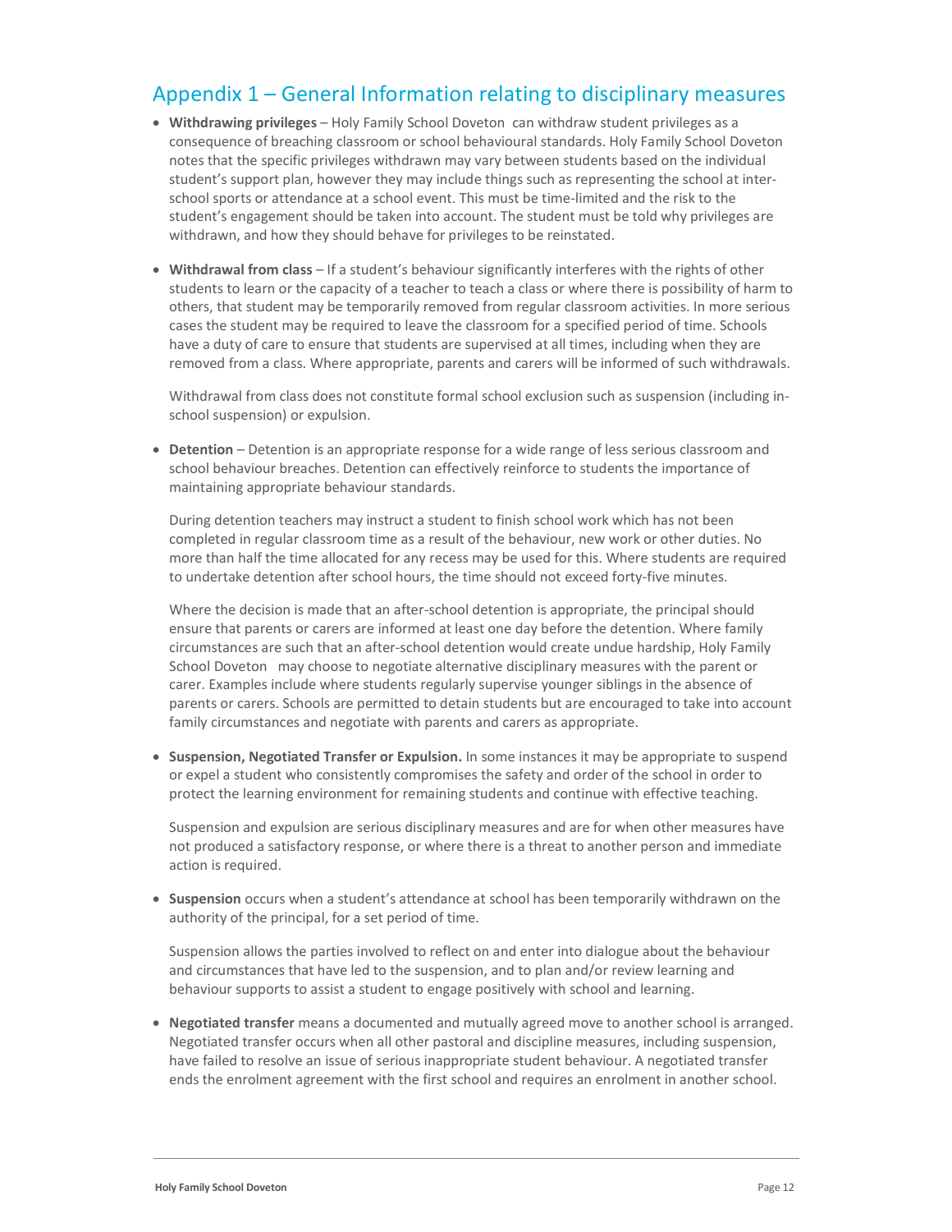## Appendix 1 – General Information relating to disciplinary measures

- **Withdrawing privileges** – Holy Family School Doveton can withdraw student privileges as a consequence of breaching classroom or school behavioural standards. Holy Family School Doveton notes that the specific privileges withdrawn may vary between students based on the individual student's support plan, however they may include things such as representing the school at inter-school sports or attendance at a school event. This must be time-limited and the risk to the student's engagement should be taken into account. The student must be told why privileges are withdrawn, and how they should behave for privileges to be reinstated.

- **Withdrawal from class** – If a student's behaviour significantly interferes with the rights of other students to learn or the capacity of a teacher to teach a class or where there is possibility of harm to others, that student may be temporarily removed from regular classroom activities. In more serious cases the student may be required to leave the classroom for a specified period of time. Schools have a duty of care to ensure that students are supervised at all times, including when they are removed from a class. Where appropriate, parents and carers will be informed of such withdrawals.

  Withdrawal from class does not constitute formal school exclusion such as suspension (including in-school suspension) or expulsion.

- **Detention** – Detention is an appropriate response for a wide range of less serious classroom and school behaviour breaches. Detention can effectively reinforce to students the importance of maintaining appropriate behaviour standards.

  During detention teachers may instruct a student to finish school work which has not been completed in regular classroom time as a result of the behaviour, new work or other duties. No more than half the time allocated for any recess may be used for this. Where students are required to undertake detention after school hours, the time should not exceed forty-five minutes.

  Where the decision is made that an after-school detention is appropriate, the principal should ensure that parents or carers are informed at least one day before the detention. Where family circumstances are such that an after-school detention would create undue hardship, Holy Family School Doveton may choose to negotiate alternative disciplinary measures with the parent or carer. Examples include where students regularly supervise younger siblings in the absence of parents or carers. Schools are permitted to detain students but are encouraged to take into account family circumstances and negotiate with parents and carers as appropriate.

- **Suspension, Negotiated Transfer or Expulsion.** In some instances it may be appropriate to suspend or expel a student who consistently compromises the safety and order of the school in order to protect the learning environment for remaining students and continue with effective teaching.

  Suspension and expulsion are serious disciplinary measures and are for when other measures have not produced a satisfactory response, or where there is a threat to another person and immediate action is required.

- **Suspension** occurs when a student's attendance at school has been temporarily withdrawn on the authority of the principal, for a set period of time.

  Suspension allows the parties involved to reflect on and enter into dialogue about the behaviour and circumstances that have led to the suspension, and to plan and/or review learning and behaviour supports to assist a student to engage positively with school and learning.

- **Negotiated transfer** means a documented and mutually agreed move to another school is arranged. Negotiated transfer occurs when all other pastoral and discipline measures, including suspension, have failed to resolve an issue of serious inappropriate student behaviour. A negotiated transfer ends the enrolment agreement with the first school and requires an enrolment in another school.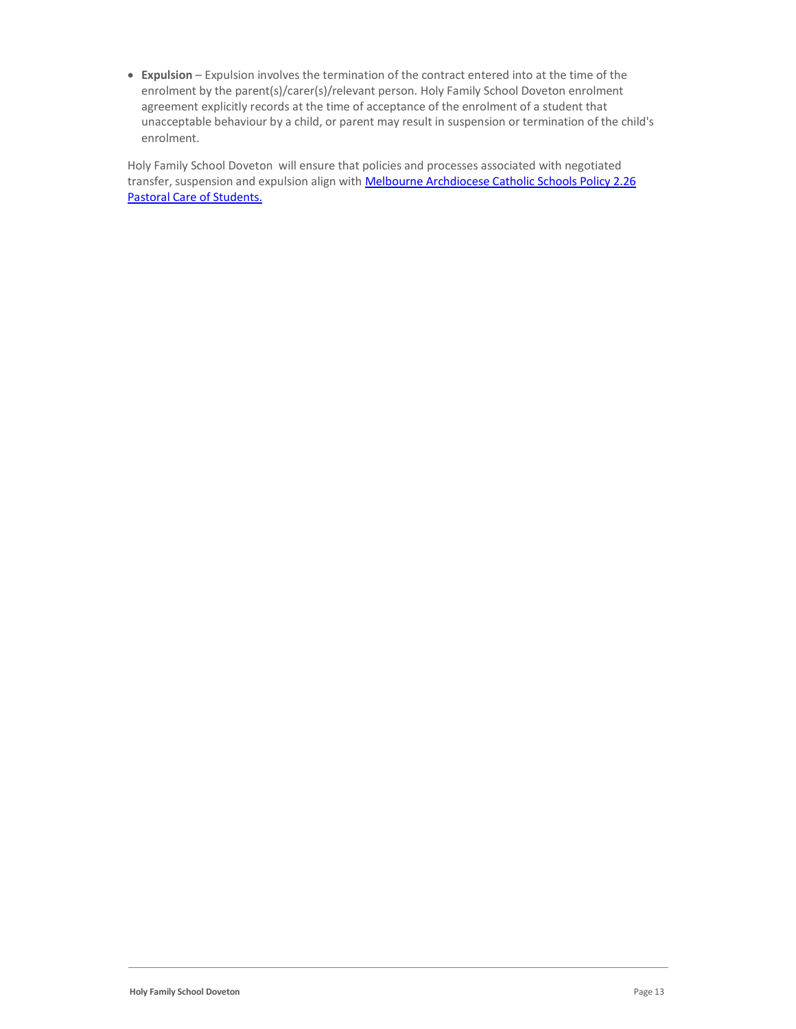- **Expulsion** – Expulsion involves the termination of the contract entered into at the time of the enrolment by the parent(s)/carer(s)/relevant person. Holy Family School Doveton enrolment agreement explicitly records at the time of acceptance of the enrolment of a student that unacceptable behaviour by a child, or parent may result in suspension or termination of the child's enrolment.

Holy Family School Doveton will ensure that policies and processes associated with negotiated transfer, suspension and expulsion align with Melbourne Archdiocese Catholic Schools Policy 2.26 Pastoral Care of Students.